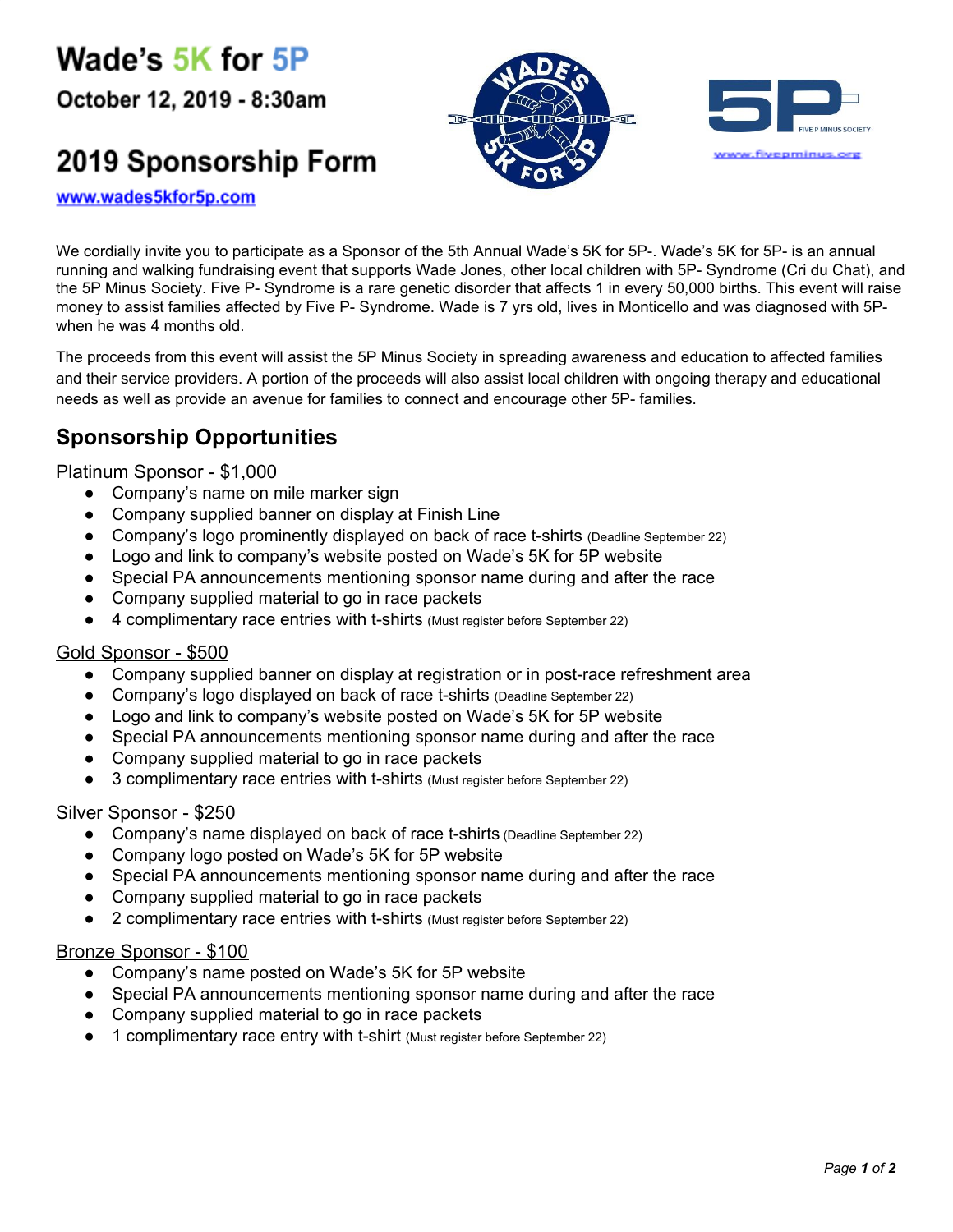# Wade's 5K for 5P

## October 12, 2019 - 8:30am

# 2019 Sponsorship Form

www.wades5kfor5p.com

www.fivepminus.org

We cordially invite you to participate as a Sponsor of the 5th Annual Wade's 5K for 5P-. Wade's 5K for 5P- is an annual running and walking fundraising event that supports Wade Jones, other local children with 5P- Syndrome (Cri du Chat), and the 5P Minus Society. Five P- Syndrome is a rare genetic disorder that affects 1 in every 50,000 births. This event will raise money to assist families affected by Five P- Syndrome. Wade is 7 yrs old, lives in Monticello and was diagnosed with 5P- when he was 4 months old.

The proceeds from this event will assist the 5P Minus Society in spreading awareness and education to affected families and their service providers. A portion of the proceeds will also assist local children with ongoing therapy and educational needs as well as provide an avenue for families to connect and encourage other 5P- families.

## Sponsorship Opportunities

Platinum Sponsor - $1,000

- Company's name on mile marker sign
- Company supplied banner on display at Finish Line
- Company's logo prominently displayed on back of race t-shirts (Deadline September 22)
- Logo and link to company's website posted on Wade's 5K for 5P website
- Special PA announcements mentioning sponsor name during and after the race
- Company supplied material to go in race packets
- 4 complimentary race entries with t-shirts (Must register before September 22)

Gold Sponsor - $500

- Company supplied banner on display at registration or in post-race refreshment area
- Company's logo displayed on back of race t-shirts (Deadline September 22)
- Logo and link to company's website posted on Wade's 5K for 5P website
- Special PA announcements mentioning sponsor name during and after the race
- Company supplied material to go in race packets
- 3 complimentary race entries with t-shirts (Must register before September 22)

Silver Sponsor - $250

- Company's name displayed on back of race t-shirts (Deadline September 22)
- Company logo posted on Wade's 5K for 5P website
- Special PA announcements mentioning sponsor name during and after the race
- Company supplied material to go in race packets
- 2 complimentary race entries with t-shirts (Must register before September 22)

Bronze Sponsor - $100

- Company's name posted on Wade's 5K for 5P website
- Special PA announcements mentioning sponsor name during and after the race
- Company supplied material to go in race packets
- 1 complimentary race entry with t-shirt (Must register before September 22)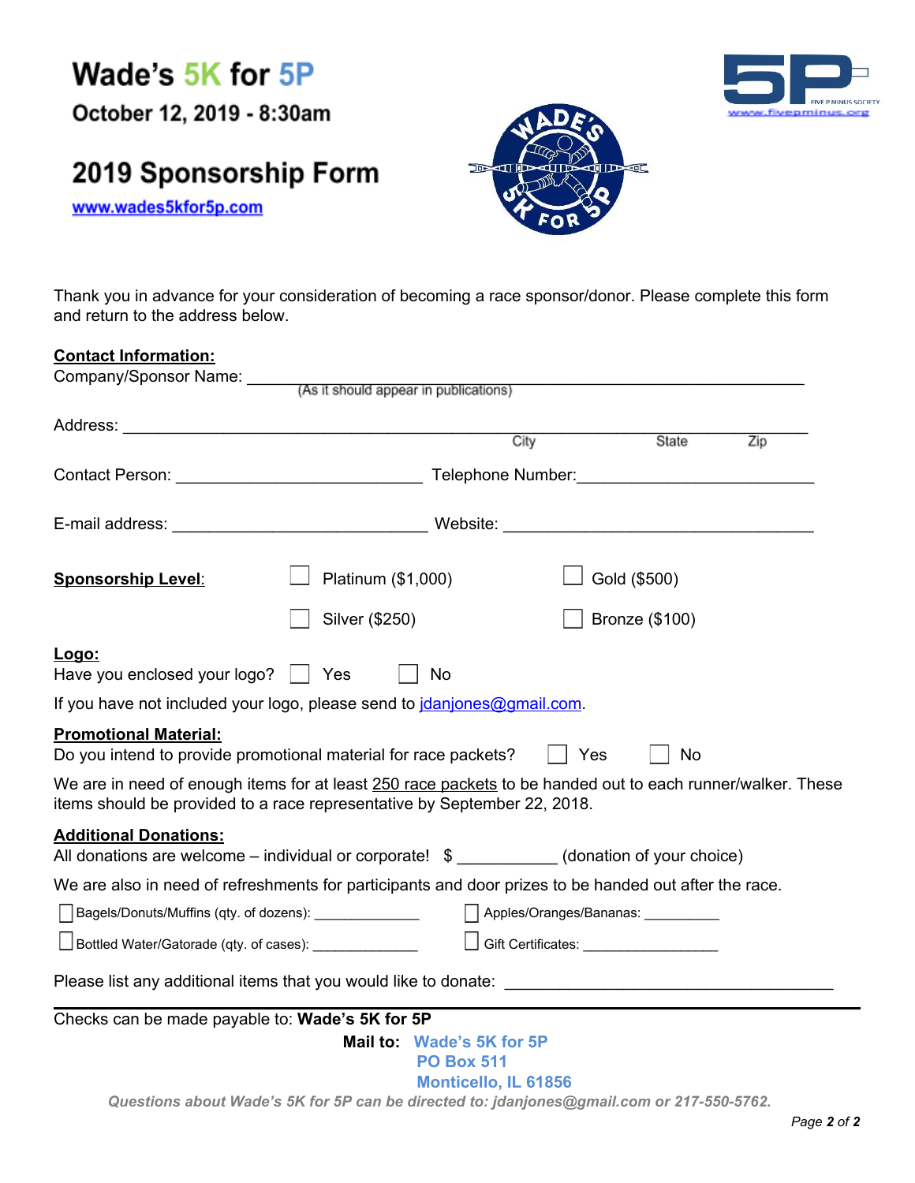# Wade's 5K for 5P

**October 12, 2019 - 8:30am**

## 2019 Sponsorship Form

www.wades5kfor5p.com

Thank you in advance for your consideration of becoming a race sponsor/donor. Please complete this form and return to the address below.

**Contact Information:**

Company/Sponsor Name: ______________________________________________
(As it should appear in publications)

Address: ______________________________________________
City State Zip

Contact Person: ______________________ Telephone Number: ______________________

E-mail address: ______________________ Website: ______________________

**Sponsorship Level:**

- ☐ Platinum ($1,000)
- ☐ Gold ($500)
- ☐ Silver ($250)
- ☐ Bronze ($100)

**Logo:**

Have you enclosed your logo? ☐ Yes ☐ No

If you have not included your logo, please send to jdanjones@gmail.com.

**Promotional Material:**

Do you intend to provide promotional material for race packets? ☐ Yes ☐ No

We are in need of enough items for at least 250 race packets to be handed out to each runner/walker. These items should be provided to a race representative by September 22, 2018.

**Additional Donations:**

All donations are welcome – individual or corporate! $ ___________ (donation of your choice)

We are also in need of refreshments for participants and door prizes to be handed out after the race.

- ☐ Bagels/Donuts/Muffins (qty. of dozens): ______________
- ☐ Apples/Oranges/Bananas: __________
- ☐ Bottled Water/Gatorade (qty. of cases): ______________
- ☐ Gift Certificates: __________________

Please list any additional items that you would like to donate: ______________________________________

---

Checks can be made payable to: **Wade's 5K for 5P**

**Mail to:** **Wade's 5K for 5P**
**PO Box 511**
**Monticello, IL 61856**

***Questions about Wade's 5K for 5P can be directed to: jdanjones@gmail.com or 217-550-5762.***